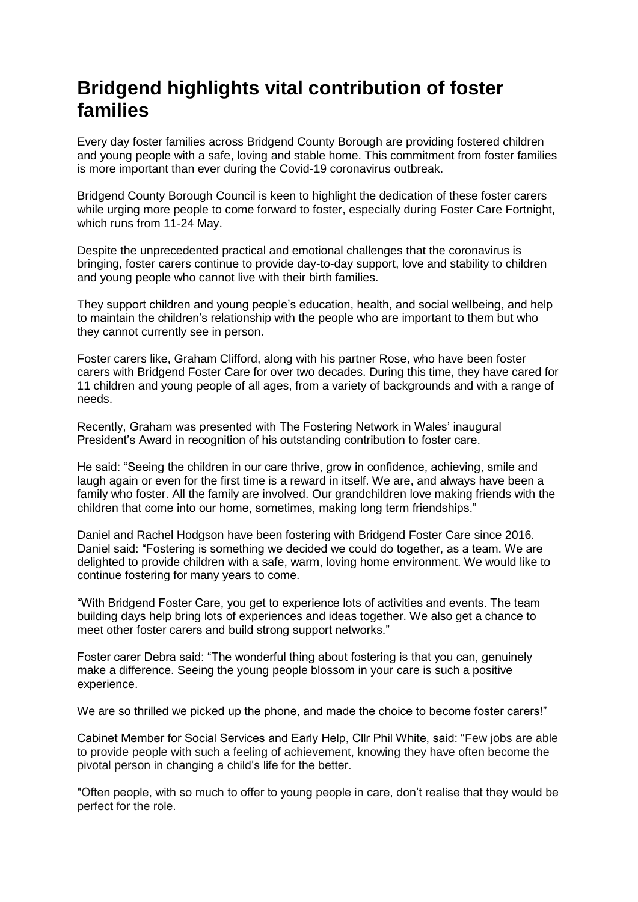# Bridgend highlights vital contribution of foster families

Every day foster families across Bridgend County Borough are providing fostered children and young people with a safe, loving and stable home. This commitment from foster families is more important than ever during the Covid-19 coronavirus outbreak.

Bridgend County Borough Council is keen to highlight the dedication of these foster carers while urging more people to come forward to foster, especially during Foster Care Fortnight, which runs from 11-24 May.

Despite the unprecedented practical and emotional challenges that the coronavirus is bringing, foster carers continue to provide day-to-day support, love and stability to children and young people who cannot live with their birth families.

They support children and young people's education, health, and social wellbeing, and help to maintain the children's relationship with the people who are important to them but who they cannot currently see in person.

Foster carers like, Graham Clifford, along with his partner Rose, who have been foster carers with Bridgend Foster Care for over two decades. During this time, they have cared for 11 children and young people of all ages, from a variety of backgrounds and with a range of needs.

Recently, Graham was presented with The Fostering Network in Wales' inaugural President's Award in recognition of his outstanding contribution to foster care.

He said: "Seeing the children in our care thrive, grow in confidence, achieving, smile and laugh again or even for the first time is a reward in itself. We are, and always have been a family who foster. All the family are involved. Our grandchildren love making friends with the children that come into our home, sometimes, making long term friendships."

Daniel and Rachel Hodgson have been fostering with Bridgend Foster Care since 2016. Daniel said: "Fostering is something we decided we could do together, as a team. We are delighted to provide children with a safe, warm, loving home environment. We would like to continue fostering for many years to come.

"With Bridgend Foster Care, you get to experience lots of activities and events. The team building days help bring lots of experiences and ideas together. We also get a chance to meet other foster carers and build strong support networks."

Foster carer Debra said: "The wonderful thing about fostering is that you can, genuinely make a difference. Seeing the young people blossom in your care is such a positive experience.

We are so thrilled we picked up the phone, and made the choice to become foster carers!"

Cabinet Member for Social Services and Early Help, Cllr Phil White, said: "Few jobs are able to provide people with such a feeling of achievement, knowing they have often become the pivotal person in changing a child's life for the better.

"Often people, with so much to offer to young people in care, don't realise that they would be perfect for the role.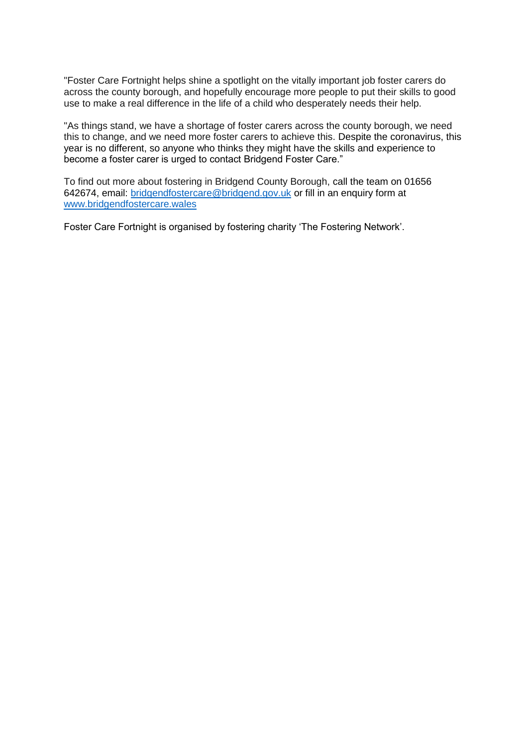"Foster Care Fortnight helps shine a spotlight on the vitally important job foster carers do across the county borough, and hopefully encourage more people to put their skills to good use to make a real difference in the life of a child who desperately needs their help.

"As things stand, we have a shortage of foster carers across the county borough, we need this to change, and we need more foster carers to achieve this. Despite the coronavirus, this year is no different, so anyone who thinks they might have the skills and experience to become a foster carer is urged to contact Bridgend Foster Care."

To find out more about fostering in Bridgend County Borough, call the team on 01656 642674, email: [bridgendfostercare@bridgend.gov.uk](mailto:bridgendfostercare@bridgend.gov.uk) or fill in an enquiry form at [www.bridgendfostercare.wales](http://www.bridgendfostercare.wales)

Foster Care Fortnight is organised by fostering charity 'The Fostering Network'.